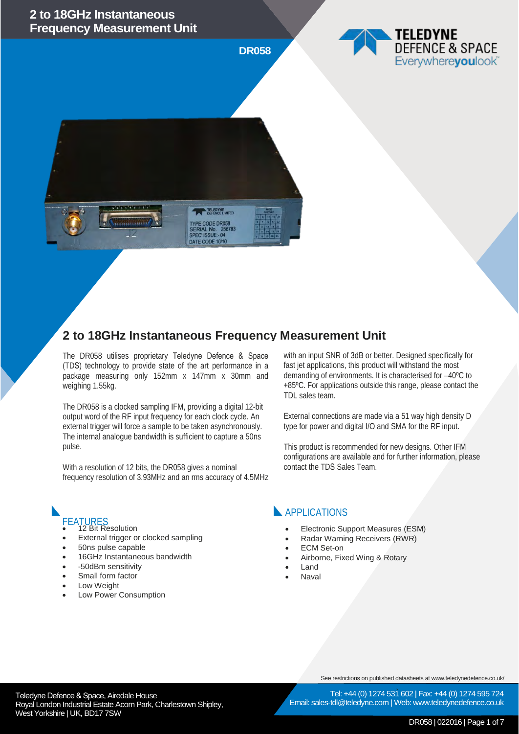# 2 to 18GHz Instantaneous Frequency Measurement Unit

**DR058**

## 2 to 18GHz Instantaneous Frequency Measurement Unit

The DR058 utilises proprietary Teledyne Defence & Space (TDS) technology to provide state of the art performance in a package measuring only 152mm x 147mm x 30mm and weighing 1.55kg.

The DR058 is a clocked sampling IFM, providing a digital 12-bit output word of the RF input frequency for each clock cycle. An external trigger will force a sample to be taken asynchronously. The internal analogue bandwidth is sufficient to capture a 50ns pulse.

With a resolution of 12 bits, the DR058 gives a nominal frequency resolution of 3.93MHz and an rms accuracy of 4.5MHz with an input SNR of 3dB or better. Designed specifically for fast jet applications, this product will withstand the most demanding of environments. It is characterised for –40ºC to +85ºC. For applications outside this range, please contact the TDL sales team.

External connections are made via a 51 way high density D type for power and digital I/O and SMA for the RF input.

This product is recommended for new designs. Other IFM configurations are available and for further information, please contact the TDS Sales Team.

### FEATURES

- 12 Bit Resolution
- External trigger or clocked sampling
- 50ns pulse capable
- 16GHz Instantaneous bandwidth
- -50dBm sensitivity
- Small form factor
- Low Weight
- Low Power Consumption

### APPLICATIONS

- Electronic Support Measures (ESM)
- Radar Warning Receivers (RWR)
- ECM Set-on
- Airborne, Fixed Wing & Rotary
- Land
- Naval

See restrictions on published datasheets at www.teledynedefence.co.uk/

Teledyne Defence & Space, Airedale House
Royal London Industrial Estate Acorn Park, Charlestown Shipley, West Yorkshire | UK, BD17 7SW

Tel: +44 (0) 1274 531 602 | Fax: +44 (0) 1274 595 724
Email: sales-tdl@teledyne.com | Web: www.teledynedefence.co.uk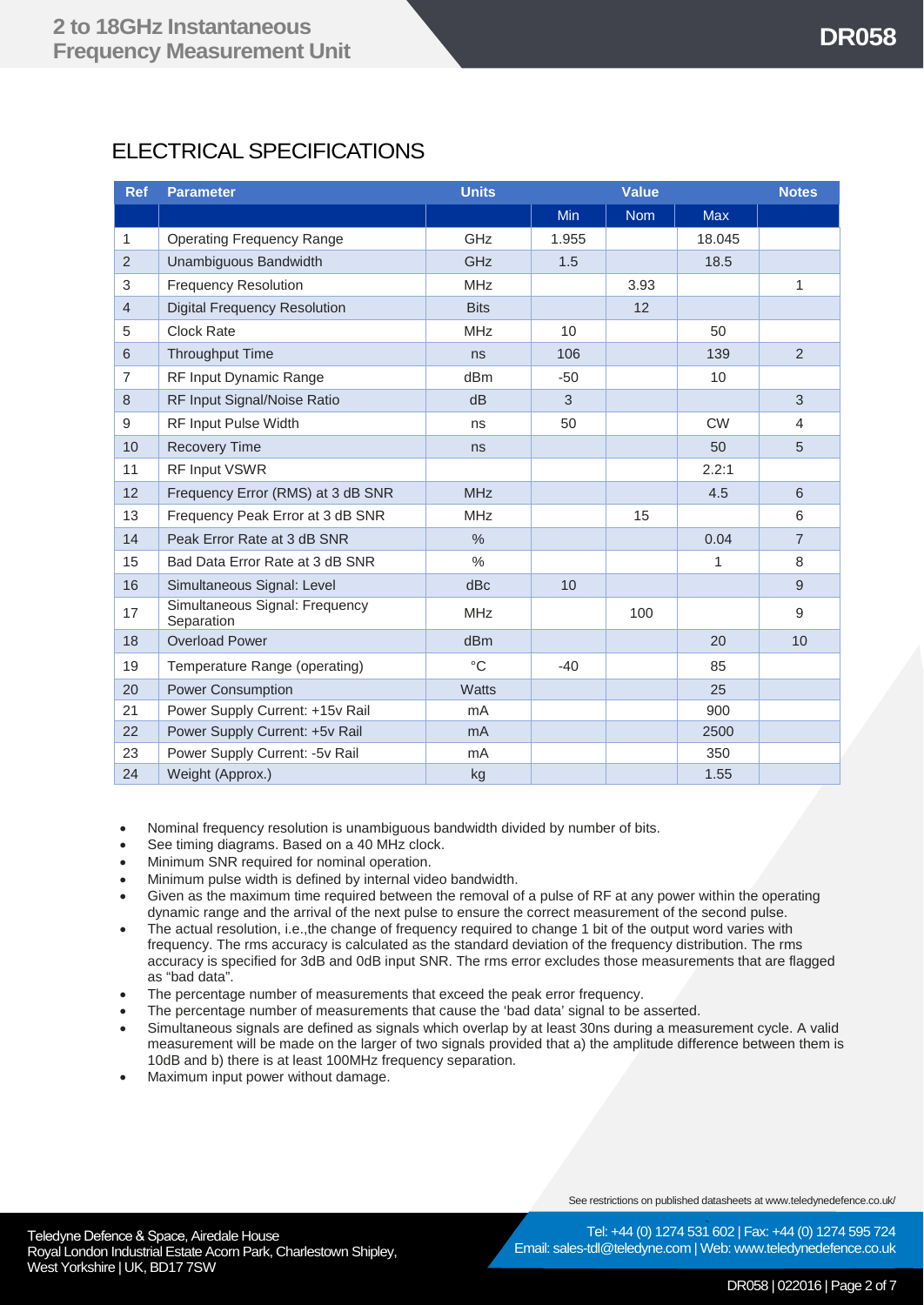## ELECTRICAL SPECIFICATIONS

| Ref | Parameter | Units | Value | | | Notes |
|---|---|---|---|---|---|---|
| | | | Min | Nom | Max | |
| 1 | Operating Frequency Range | GHz | 1.955 | | 18.045 | |
| 2 | Unambiguous Bandwidth | GHz | 1.5 | | 18.5 | |
| 3 | Frequency Resolution | MHz | | 3.93 | | 1 |
| 4 | Digital Frequency Resolution | Bits | | 12 | | |
| 5 | Clock Rate | MHz | 10 | | 50 | |
| 6 | Throughput Time | ns | 106 | | 139 | 2 |
| 7 | RF Input Dynamic Range | dBm | -50 | | 10 | |
| 8 | RF Input Signal/Noise Ratio | dB | 3 | | | 3 |
| 9 | RF Input Pulse Width | ns | 50 | | CW | 4 |
| 10 | Recovery Time | ns | | | 50 | 5 |
| 11 | RF Input VSWR | | | | 2.2:1 | |
| 12 | Frequency Error (RMS) at 3 dB SNR | MHz | | | 4.5 | 6 |
| 13 | Frequency Peak Error at 3 dB SNR | MHz | | 15 | | 6 |
| 14 | Peak Error Rate at 3 dB SNR | % | | | 0.04 | 7 |
| 15 | Bad Data Error Rate at 3 dB SNR | % | | | 1 | 8 |
| 16 | Simultaneous Signal: Level | dBc | 10 | | | 9 |
| 17 | Simultaneous Signal: Frequency Separation | MHz | | 100 | | 9 |
| 18 | Overload Power | dBm | | | 20 | 10 |
| 19 | Temperature Range (operating) | °C | -40 | | 85 | |
| 20 | Power Consumption | Watts | | | 25 | |
| 21 | Power Supply Current: +15v Rail | mA | | | 900 | |
| 22 | Power Supply Current: +5v Rail | mA | | | 2500 | |
| 23 | Power Supply Current: -5v Rail | mA | | | 350 | |
| 24 | Weight (Approx.) | kg | | | 1.55 | |

- Nominal frequency resolution is unambiguous bandwidth divided by number of bits.
- See timing diagrams. Based on a 40 MHz clock.
- Minimum SNR required for nominal operation.
- Minimum pulse width is defined by internal video bandwidth.
- Given as the maximum time required between the removal of a pulse of RF at any power within the operating dynamic range and the arrival of the next pulse to ensure the correct measurement of the second pulse.
- The actual resolution, i.e.,the change of frequency required to change 1 bit of the output word varies with frequency. The rms accuracy is calculated as the standard deviation of the frequency distribution. The rms accuracy is specified for 3dB and 0dB input SNR. The rms error excludes those measurements that are flagged as "bad data".
- The percentage number of measurements that exceed the peak error frequency.
- The percentage number of measurements that cause the 'bad data' signal to be asserted.
- Simultaneous signals are defined as signals which overlap by at least 30ns during a measurement cycle. A valid measurement will be made on the larger of two signals provided that a) the amplitude difference between them is 10dB and b) there is at least 100MHz frequency separation.
- Maximum input power without damage.

See restrictions on published datasheets at www.teledynedefence.co.uk/

Teledyne Defence & Space, Airedale House
Royal London Industrial Estate Acorn Park, Charlestown Shipley, West Yorkshire | UK, BD17 7SW

Tel: +44 (0) 1274 531 602 | Fax: +44 (0) 1274 595 724
Email: sales-tdl@teledyne.com | Web: www.teledynedefence.co.uk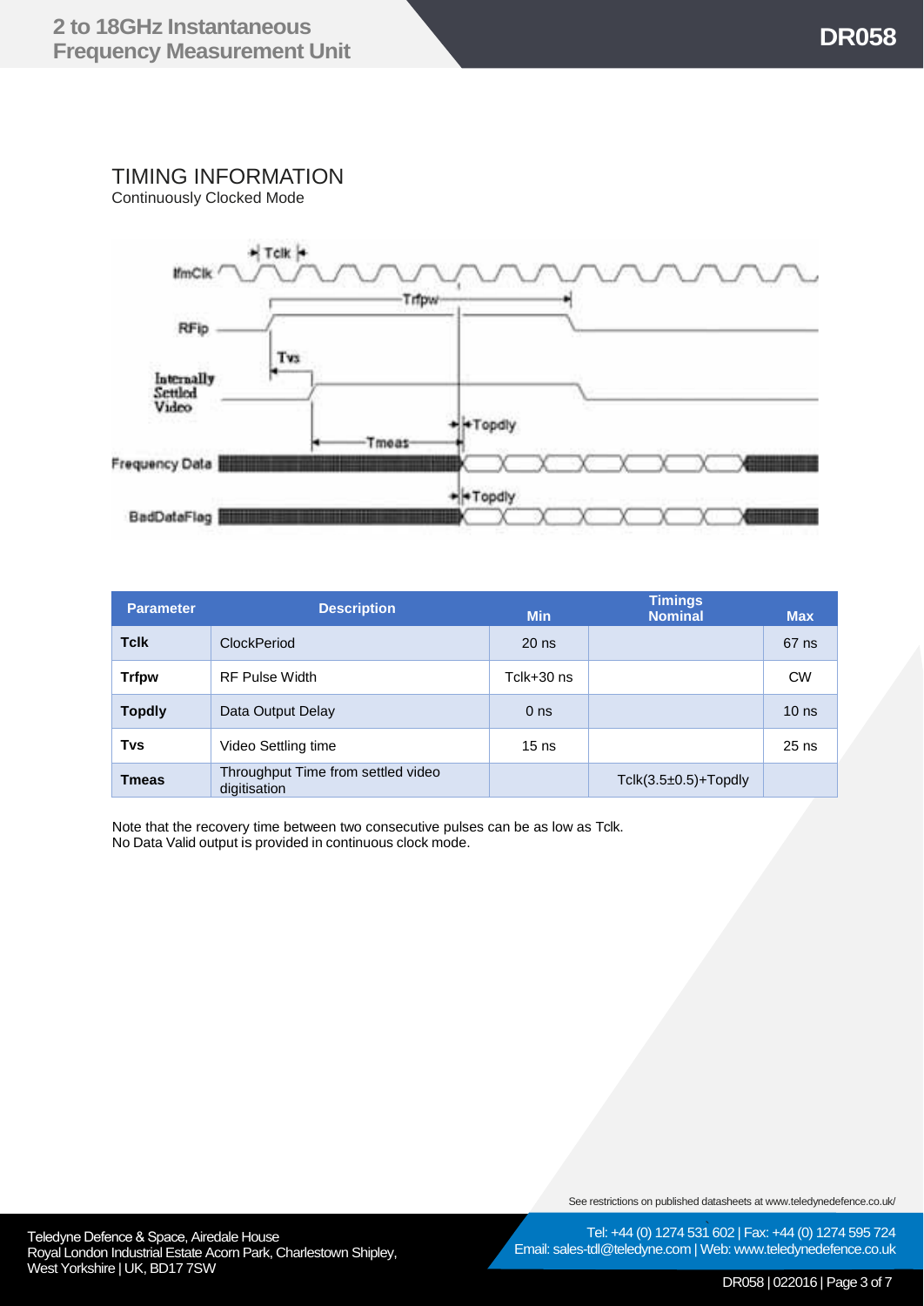# TIMING INFORMATION

Continuously Clocked Mode

| Parameter | Description | Min | Timings Nominal | Max |
|---|---|---|---|---|
| **Tclk** | ClockPeriod | 20 ns | | 67 ns |
| **Trfpw** | RF Pulse Width | Tclk+30 ns | | CW |
| **Topdly** | Data Output Delay | 0 ns | | 10 ns |
| **Tvs** | Video Settling time | 15 ns | | 25 ns |
| **Tmeas** | Throughput Time from settled video digitisation | | Tclk(3.5±0.5)+Topdly | |

Note that the recovery time between two consecutive pulses can be as low as Tclk.
No Data Valid output is provided in continuous clock mode.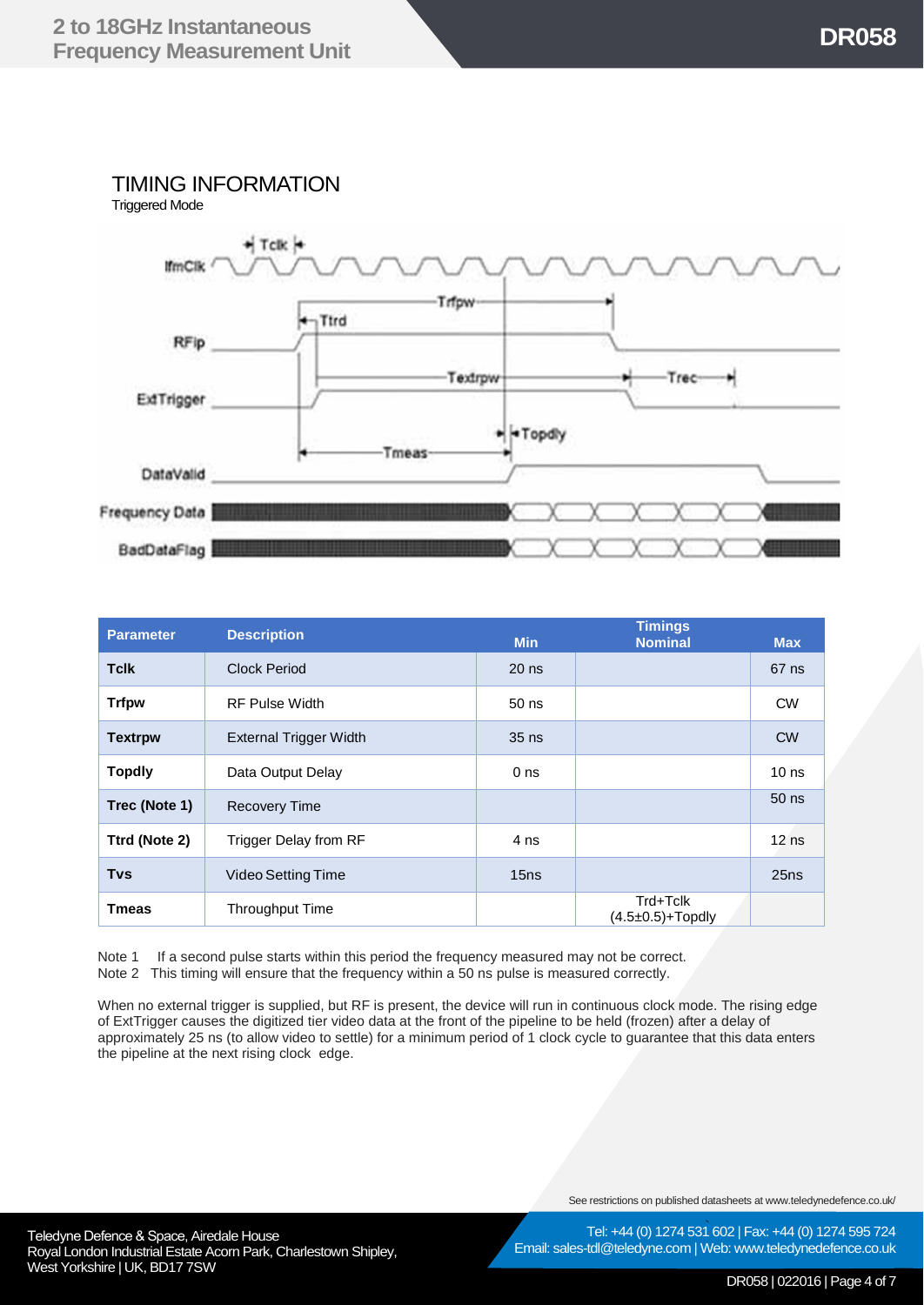## TIMING INFORMATION

Triggered Mode

| Parameter | Description | Min | Timings Nominal | Max |
|---|---|---|---|---|
| **Tclk** | Clock Period | 20 ns | | 67 ns |
| **Trfpw** | RF Pulse Width | 50 ns | | CW |
| **Textrpw** | External Trigger Width | 35 ns | | CW |
| **Topdly** | Data Output Delay | 0 ns | | 10 ns |
| **Trec (Note 1)** | Recovery Time | | | 50 ns |
| **Ttrd (Note 2)** | Trigger Delay from RF | 4 ns | | 12 ns |
| **Tvs** | Video Setting Time | 15ns | | 25ns |
| **Tmeas** | Throughput Time | | Trd+Tclk (4.5±0.5)+Topdly | |

Note 1 If a second pulse starts within this period the frequency measured may not be correct.
Note 2 This timing will ensure that the frequency within a 50 ns pulse is measured correctly.

When no external trigger is supplied, but RF is present, the device will run in continuous clock mode. The rising edge of ExtTrigger causes the digitized tier video data at the front of the pipeline to be held (frozen) after a delay of approximately 25 ns (to allow video to settle) for a minimum period of 1 clock cycle to guarantee that this data enters the pipeline at the next rising clock edge.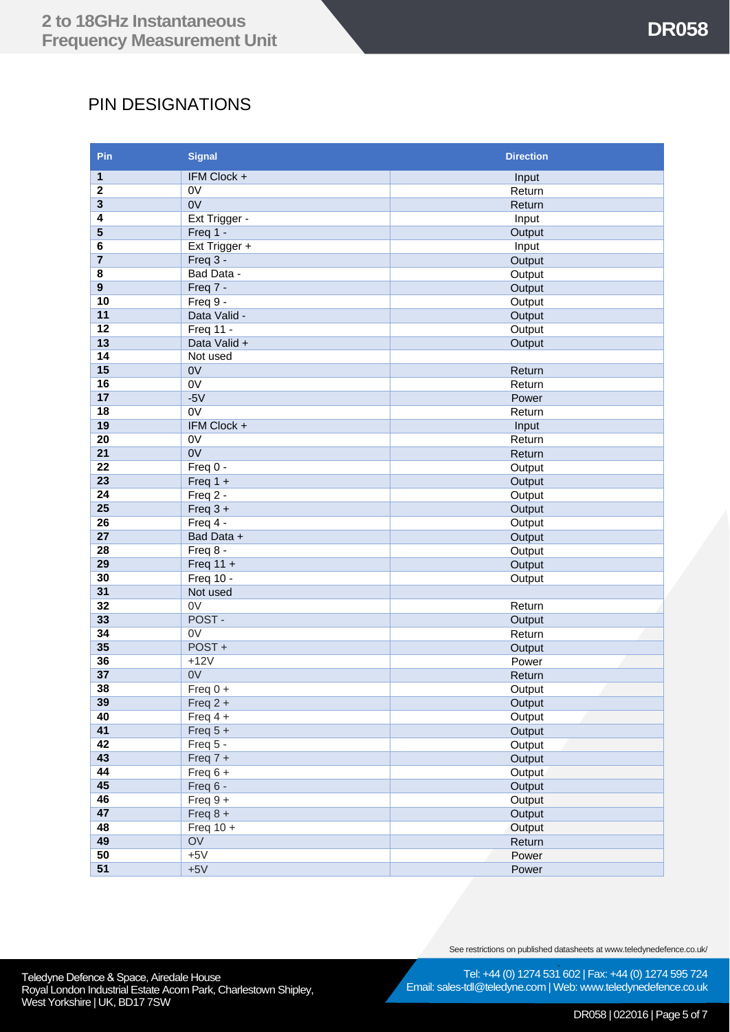## PIN DESIGNATIONS

| Pin | Signal | Direction |
|---|---|---|
| 1 | IFM Clock + | Input |
| 2 | 0V | Return |
| 3 | 0V | Return |
| 4 | Ext Trigger - | Input |
| 5 | Freq 1 - | Output |
| 6 | Ext Trigger + | Input |
| 7 | Freq 3 - | Output |
| 8 | Bad Data - | Output |
| 9 | Freq 7 - | Output |
| 10 | Freq 9 - | Output |
| 11 | Data Valid - | Output |
| 12 | Freq 11 - | Output |
| 13 | Data Valid + | Output |
| 14 | Not used | |
| 15 | 0V | Return |
| 16 | 0V | Return |
| 17 | -5V | Power |
| 18 | 0V | Return |
| 19 | IFM Clock + | Input |
| 20 | 0V | Return |
| 21 | 0V | Return |
| 22 | Freq 0 - | Output |
| 23 | Freq 1 + | Output |
| 24 | Freq 2 - | Output |
| 25 | Freq 3 + | Output |
| 26 | Freq 4 - | Output |
| 27 | Bad Data + | Output |
| 28 | Freq 8 - | Output |
| 29 | Freq 11 + | Output |
| 30 | Freq 10 - | Output |
| 31 | Not used | |
| 32 | 0V | Return |
| 33 | POST - | Output |
| 34 | 0V | Return |
| 35 | POST + | Output |
| 36 | +12V | Power |
| 37 | 0V | Return |
| 38 | Freq 0 + | Output |
| 39 | Freq 2 + | Output |
| 40 | Freq 4 + | Output |
| 41 | Freq 5 + | Output |
| 42 | Freq 5 - | Output |
| 43 | Freq 7 + | Output |
| 44 | Freq 6 + | Output |
| 45 | Freq 6 - | Output |
| 46 | Freq 9 + | Output |
| 47 | Freq 8 + | Output |
| 48 | Freq 10 + | Output |
| 49 | OV | Return |
| 50 | +5V | Power |
| 51 | +5V | Power |

See restrictions on published datasheets at www.teledynedefence.co.uk/

Teledyne Defence & Space, Airedale House
Royal London Industrial Estate Acorn Park, Charlestown Shipley, West Yorkshire | UK, BD17 7SW

Tel: +44 (0) 1274 531 602 | Fax: +44 (0) 1274 595 724
Email: sales-tdl@teledyne.com | Web: www.teledynedefence.co.uk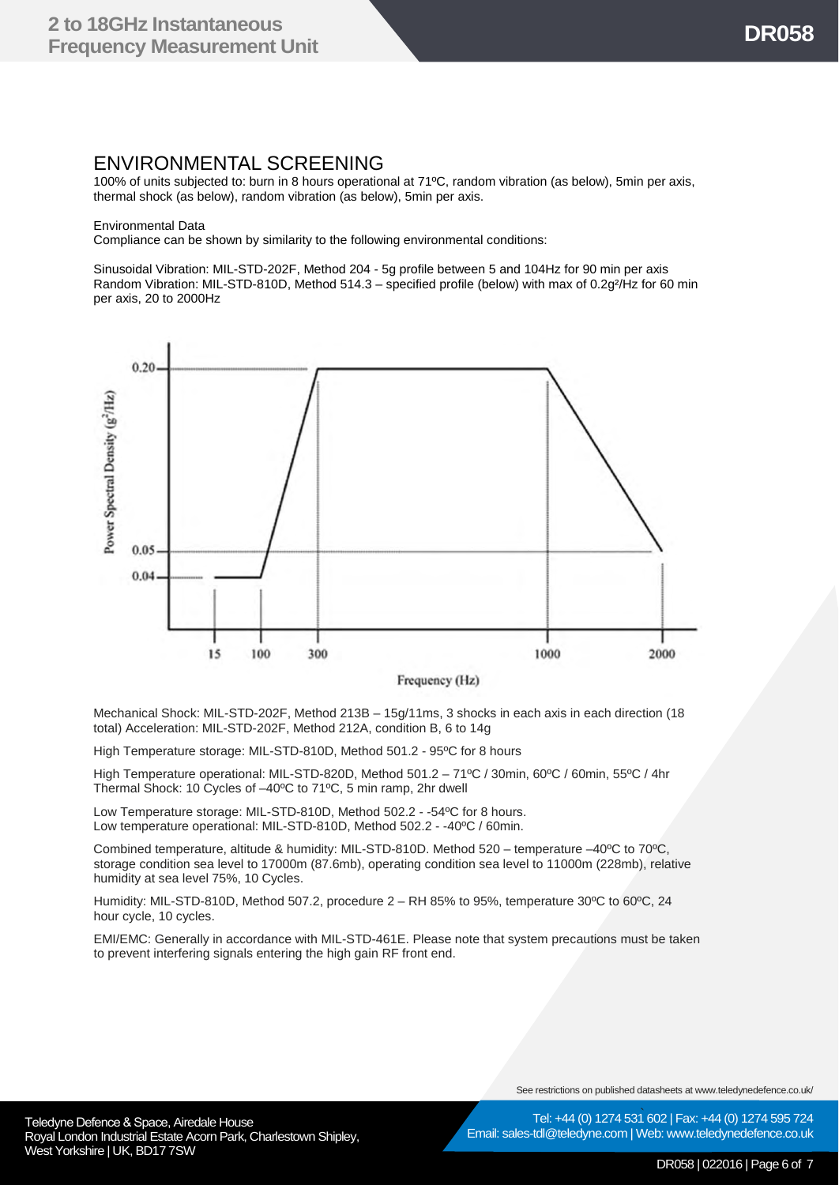## ENVIRONMENTAL SCREENING

100% of units subjected to: burn in 8 hours operational at 71ºC, random vibration (as below), 5min per axis, thermal shock (as below), random vibration (as below), 5min per axis.

Environmental Data

Compliance can be shown by similarity to the following environmental conditions:

Sinusoidal Vibration: MIL-STD-202F, Method 204 - 5g profile between 5 and 104Hz for 90 min per axis
Random Vibration: MIL-STD-810D, Method 514.3 – specified profile (below) with max of 0.2g²/Hz for 60 min per axis, 20 to 2000Hz

Mechanical Shock: MIL-STD-202F, Method 213B – 15g/11ms, 3 shocks in each axis in each direction (18 total) Acceleration: MIL-STD-202F, Method 212A, condition B, 6 to 14g

High Temperature storage: MIL-STD-810D, Method 501.2 - 95ºC for 8 hours

High Temperature operational: MIL-STD-820D, Method 501.2 – 71ºC / 30min, 60ºC / 60min, 55ºC / 4hr
Thermal Shock: 10 Cycles of –40ºC to 71ºC, 5 min ramp, 2hr dwell

Low Temperature storage: MIL-STD-810D, Method 502.2 - -54ºC for 8 hours.
Low temperature operational: MIL-STD-810D, Method 502.2 - -40ºC / 60min.

Combined temperature, altitude & humidity: MIL-STD-810D. Method 520 – temperature –40ºC to 70ºC, storage condition sea level to 17000m (87.6mb), operating condition sea level to 11000m (228mb), relative humidity at sea level 75%, 10 Cycles.

Humidity: MIL-STD-810D, Method 507.2, procedure 2 – RH 85% to 95%, temperature 30ºC to 60ºC, 24 hour cycle, 10 cycles.

EMI/EMC: Generally in accordance with MIL-STD-461E. Please note that system precautions must be taken to prevent interfering signals entering the high gain RF front end.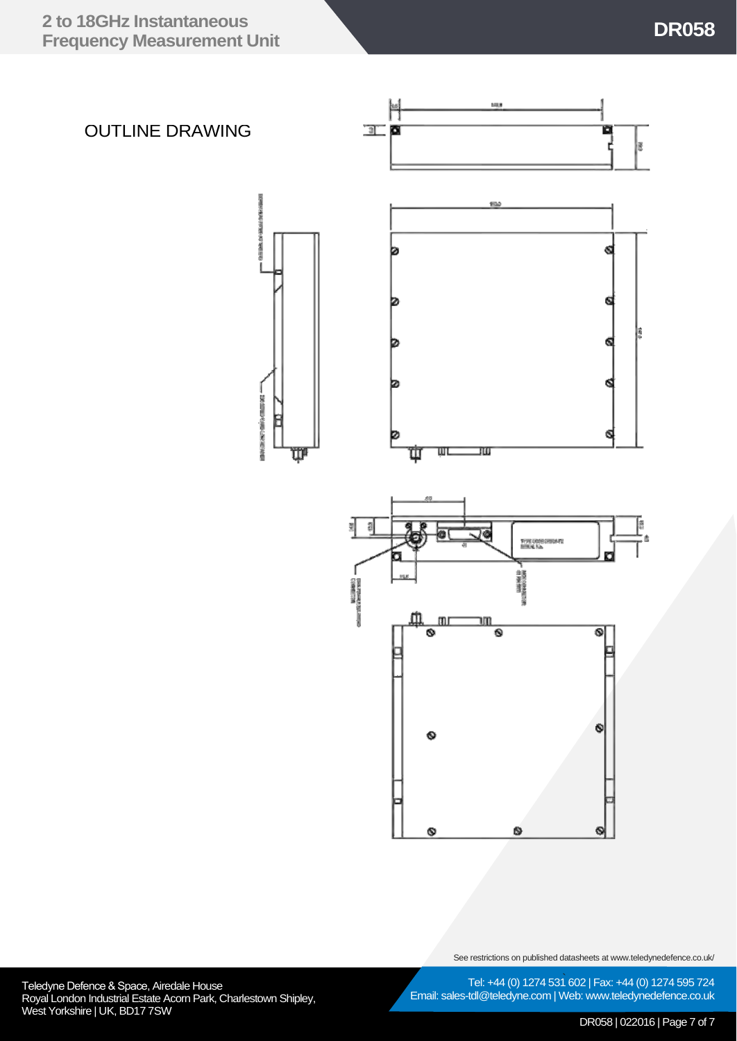## OUTLINE DRAWING

See restrictions on published datasheets at www.teledynedefence.co.uk/

Teledyne Defence & Space, Airedale House
Royal London Industrial Estate Acorn Park, Charlestown Shipley,
West Yorkshire | UK, BD17 7SW

Tel: +44 (0) 1274 531 602 | Fax: +44 (0) 1274 595 724
Email: sales-tdl@teledyne.com | Web: www.teledynedefence.co.uk

DR058 | 022016